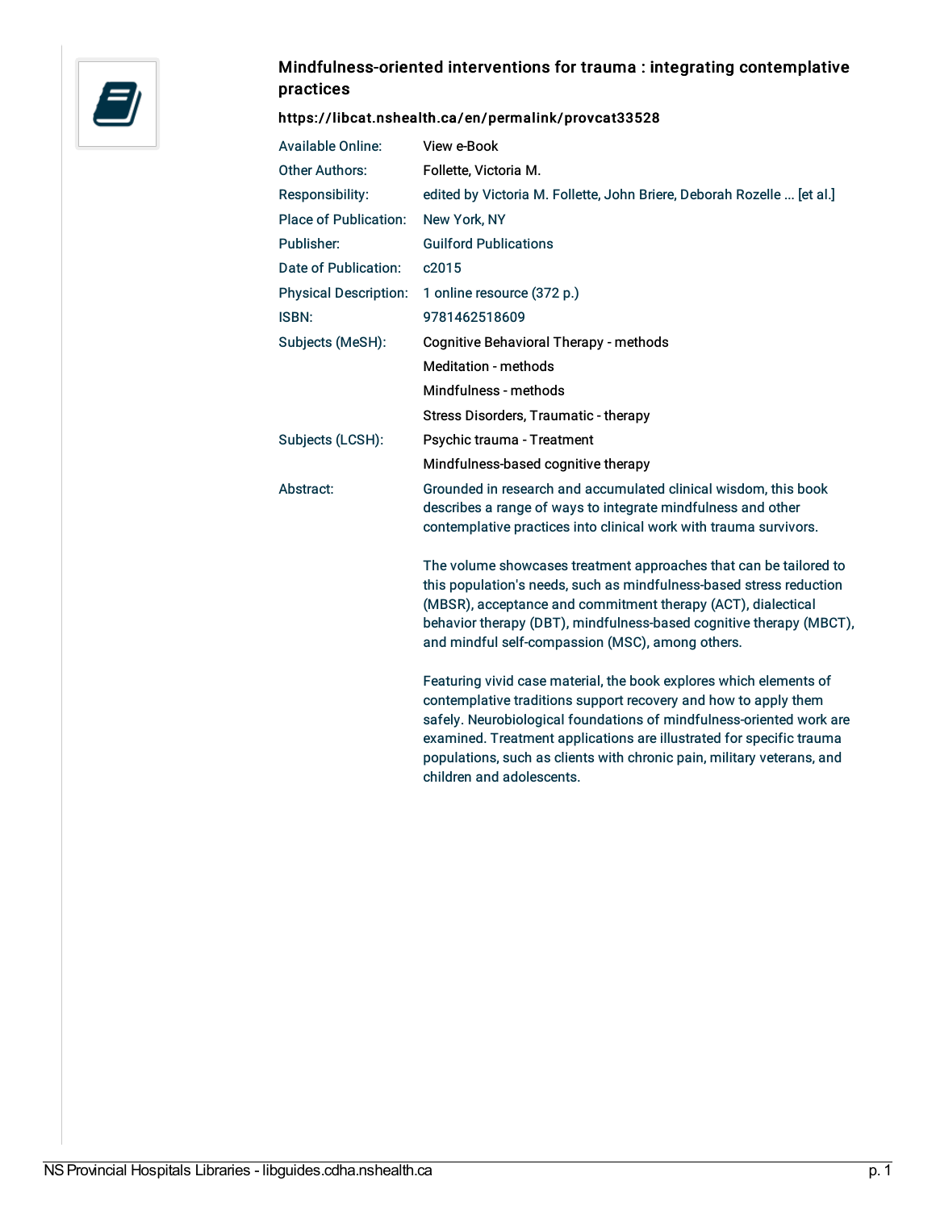# Mindfulness-oriented interventions for trauma : integrating contemplative practices

**https://libcat.nshealth.ca/en/permalink/provcat33528**

| | |
|---|---|
| Available Online: | View e-Book |
| Other Authors: | Follette, Victoria M. |
| Responsibility: | edited by Victoria M. Follette, John Briere, Deborah Rozelle ... [et al.] |
| Place of Publication: | New York, NY |
| Publisher: | Guilford Publications |
| Date of Publication: | c2015 |
| Physical Description: | 1 online resource (372 p.) |
| ISBN: | 9781462518609 |
| Subjects (MeSH): | Cognitive Behavioral Therapy - methods |
| | Meditation - methods |
| | Mindfulness - methods |
| | Stress Disorders, Traumatic - therapy |
| Subjects (LCSH): | Psychic trauma - Treatment |
| | Mindfulness-based cognitive therapy |
| Abstract: | Grounded in research and accumulated clinical wisdom, this book describes a range of ways to integrate mindfulness and other contemplative practices into clinical work with trauma survivors. |
| | The volume showcases treatment approaches that can be tailored to this population's needs, such as mindfulness-based stress reduction (MBSR), acceptance and commitment therapy (ACT), dialectical behavior therapy (DBT), mindfulness-based cognitive therapy (MBCT), and mindful self-compassion (MSC), among others. |
| | Featuring vivid case material, the book explores which elements of contemplative traditions support recovery and how to apply them safely. Neurobiological foundations of mindfulness-oriented work are examined. Treatment applications are illustrated for specific trauma populations, such as clients with chronic pain, military veterans, and children and adolescents. |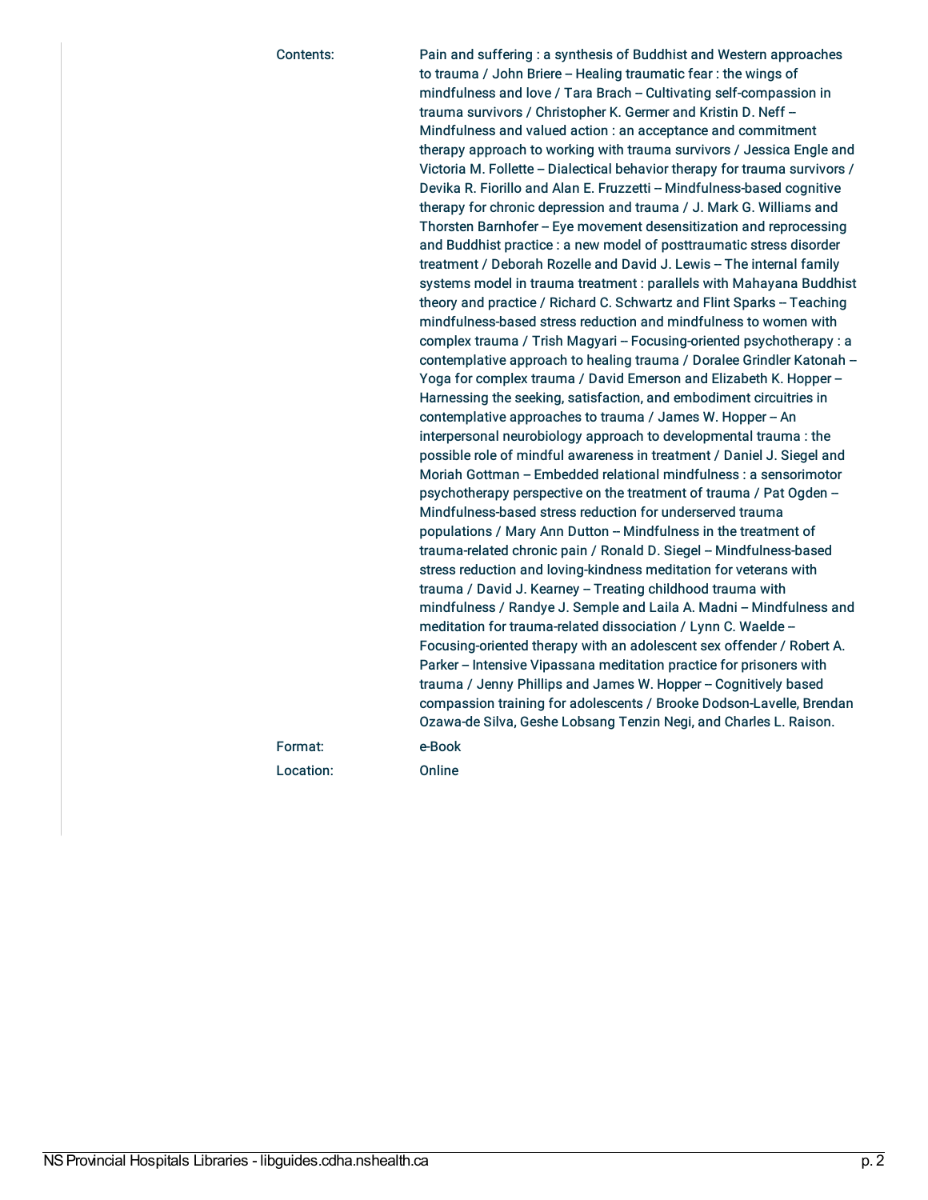Contents: Pain and suffering : a synthesis of Buddhist and Western approaches to trauma / John Briere -- Healing traumatic fear : the wings of mindfulness and love / Tara Brach -- Cultivating self-compassion in trauma survivors / Christopher K. Germer and Kristin D. Neff -- Mindfulness and valued action : an acceptance and commitment therapy approach to working with trauma survivors / Jessica Engle and Victoria M. Follette -- Dialectical behavior therapy for trauma survivors / Devika R. Fiorillo and Alan E. Fruzzetti -- Mindfulness-based cognitive therapy for chronic depression and trauma / J. Mark G. Williams and Thorsten Barnhofer -- Eye movement desensitization and reprocessing and Buddhist practice : a new model of posttraumatic stress disorder treatment / Deborah Rozelle and David J. Lewis -- The internal family systems model in trauma treatment : parallels with Mahayana Buddhist theory and practice / Richard C. Schwartz and Flint Sparks -- Teaching mindfulness-based stress reduction and mindfulness to women with complex trauma / Trish Magyari -- Focusing-oriented psychotherapy : a contemplative approach to healing trauma / Doralee Grindler Katonah -- Yoga for complex trauma / David Emerson and Elizabeth K. Hopper -- Harnessing the seeking, satisfaction, and embodiment circuitries in contemplative approaches to trauma / James W. Hopper -- An interpersonal neurobiology approach to developmental trauma : the possible role of mindful awareness in treatment / Daniel J. Siegel and Moriah Gottman -- Embedded relational mindfulness : a sensorimotor psychotherapy perspective on the treatment of trauma / Pat Ogden -- Mindfulness-based stress reduction for underserved trauma populations / Mary Ann Dutton -- Mindfulness in the treatment of trauma-related chronic pain / Ronald D. Siegel -- Mindfulness-based stress reduction and loving-kindness meditation for veterans with trauma / David J. Kearney -- Treating childhood trauma with mindfulness / Randye J. Semple and Laila A. Madni -- Mindfulness and meditation for trauma-related dissociation / Lynn C. Waelde -- Focusing-oriented therapy with an adolescent sex offender / Robert A. Parker -- Intensive Vipassana meditation practice for prisoners with trauma / Jenny Phillips and James W. Hopper -- Cognitively based compassion training for adolescents / Brooke Dodson-Lavelle, Brendan Ozawa-de Silva, Geshe Lobsang Tenzin Negi, and Charles L. Raison.

Format: e-Book

Location: Online